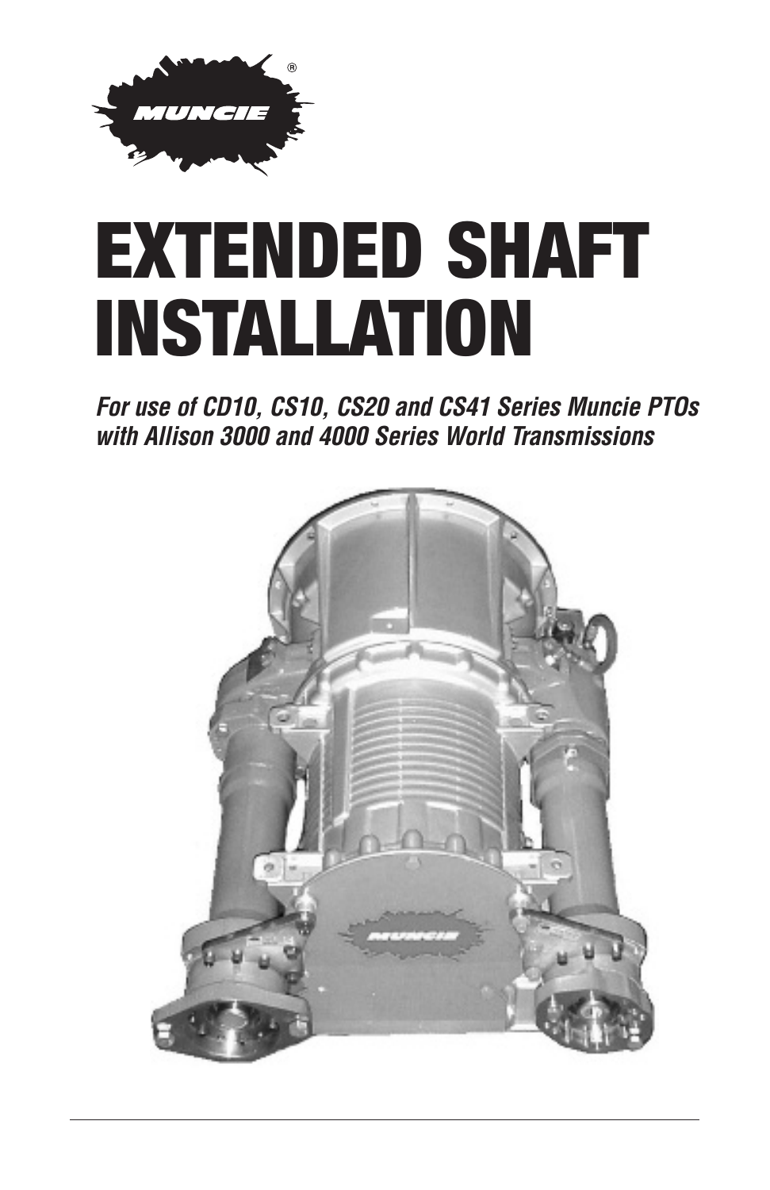# EXTENDED SHAFT INSTALLATION

***For use of CD10, CS10, CS20 and CS41 Series Muncie PTOs with Allison 3000 and 4000 Series World Transmissions***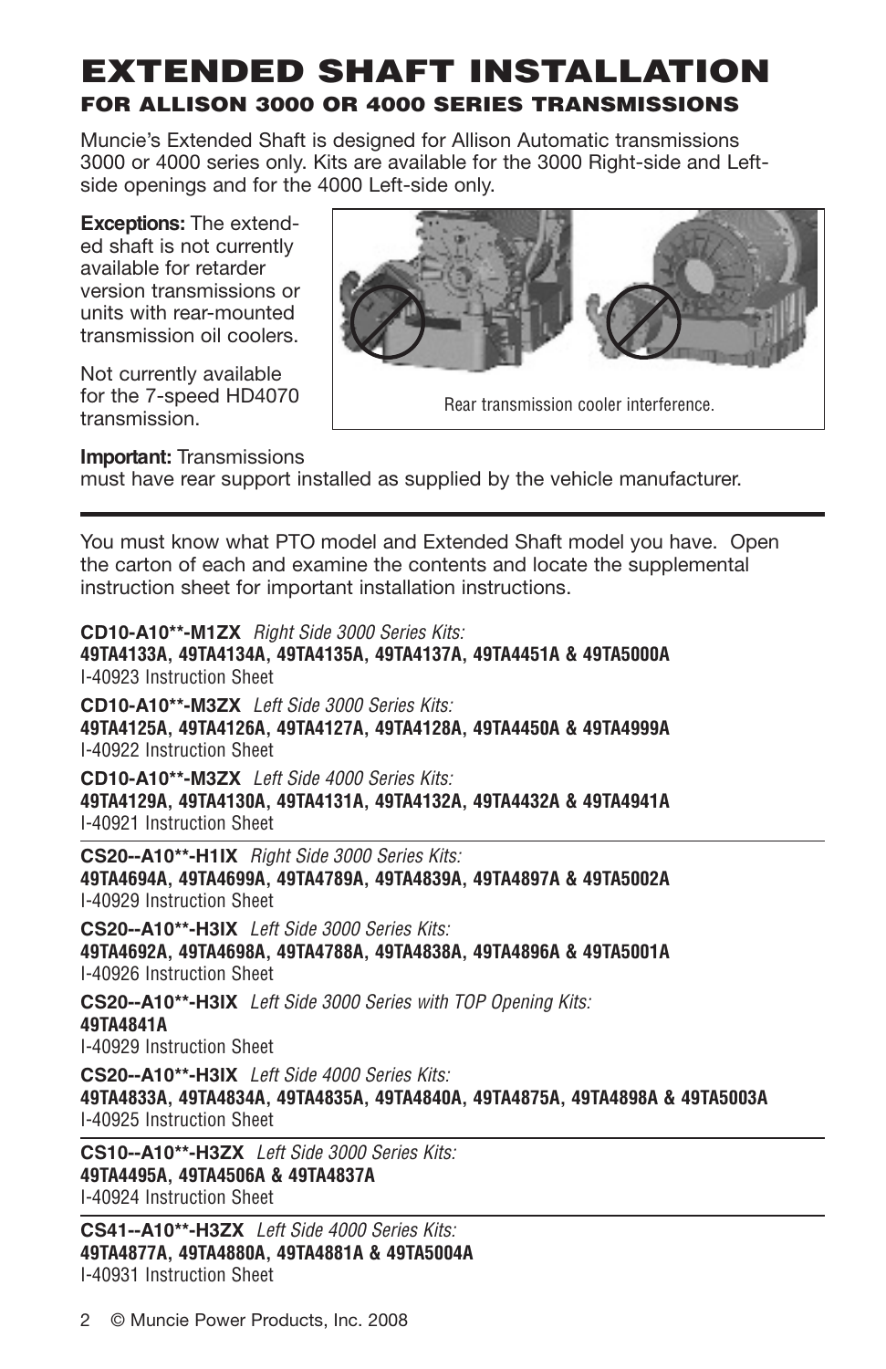# EXTENDED SHAFT INSTALLATION

## FOR ALLISON 3000 OR 4000 SERIES TRANSMISSIONS

Muncie's Extended Shaft is designed for Allison Automatic transmissions 3000 or 4000 series only. Kits are available for the 3000 Right-side and Left-side openings and for the 4000 Left-side only.

**Exceptions:** The extended shaft is not currently available for retarder version transmissions or units with rear-mounted transmission oil coolers.

Not currently available for the 7-speed HD4070 transmission.

Rear transmission cooler interference.

**Important:** Transmissions must have rear support installed as supplied by the vehicle manufacturer.

---

You must know what PTO model and Extended Shaft model you have. Open the carton of each and examine the contents and locate the supplemental instruction sheet for important installation instructions.

**CD10-A10**-M1ZX** *Right Side 3000 Series Kits:*
**49TA4133A, 49TA4134A, 49TA4135A, 49TA4137A, 49TA4451A & 49TA5000A**
I-40923 Instruction Sheet

**CD10-A10**-M3ZX** *Left Side 3000 Series Kits:*
**49TA4125A, 49TA4126A, 49TA4127A, 49TA4128A, 49TA4450A & 49TA4999A**
I-40922 Instruction Sheet

**CD10-A10**-M3ZX** *Left Side 4000 Series Kits:*
**49TA4129A, 49TA4130A, 49TA4131A, 49TA4132A, 49TA4432A & 49TA4941A**
I-40921 Instruction Sheet

---

**CS20--A10**-H1IX** *Right Side 3000 Series Kits:*
**49TA4694A, 49TA4699A, 49TA4789A, 49TA4839A, 49TA4897A & 49TA5002A**
I-40929 Instruction Sheet

**CS20--A10**-H3IX** *Left Side 3000 Series Kits:*
**49TA4692A, 49TA4698A, 49TA4788A, 49TA4838A, 49TA4896A & 49TA5001A**
I-40926 Instruction Sheet

**CS20--A10**-H3IX** *Left Side 3000 Series with TOP Opening Kits:*
**49TA4841A**
I-40929 Instruction Sheet

**CS20--A10**-H3IX** *Left Side 4000 Series Kits:*
**49TA4833A, 49TA4834A, 49TA4835A, 49TA4840A, 49TA4875A, 49TA4898A & 49TA5003A**
I-40925 Instruction Sheet

---

**CS10--A10**-H3ZX** *Left Side 3000 Series Kits:*
**49TA4495A, 49TA4506A & 49TA4837A**
I-40924 Instruction Sheet

---

**CS41--A10**-H3ZX** *Left Side 4000 Series Kits:*
**49TA4877A, 49TA4880A, 49TA4881A & 49TA5004A**
I-40931 Instruction Sheet

© Muncie Power Products, Inc. 2008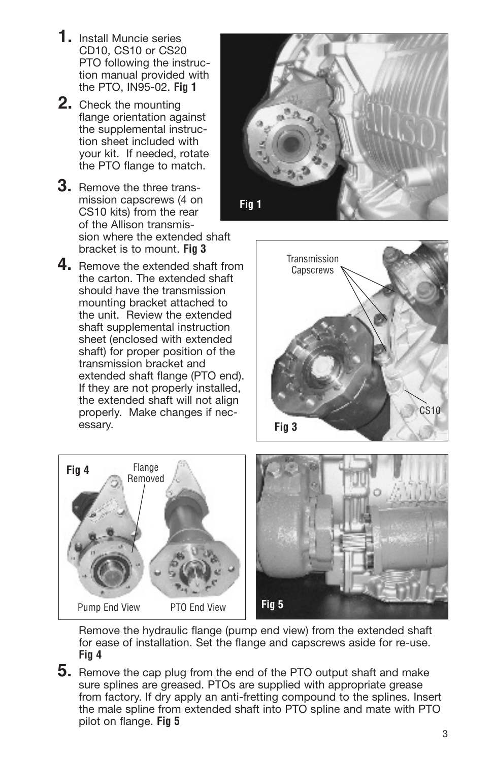1. Install Muncie series CD10, CS10 or CS20 PTO following the instruction manual provided with the PTO, IN95-02. **Fig 1**

2. Check the mounting flange orientation against the supplemental instruction sheet included with your kit. If needed, rotate the PTO flange to match.

3. Remove the three transmission capscrews (4 on CS10 kits) from the rear of the Allison transmission where the extended shaft bracket is to mount. **Fig 3**

4. Remove the extended shaft from the carton. The extended shaft should have the transmission mounting bracket attached to the unit. Review the extended shaft supplemental instruction sheet (enclosed with extended shaft) for proper position of the transmission bracket and extended shaft flange (PTO end). If they are not properly installed, the extended shaft will not align properly. Make changes if necessary.

**Fig 1**

Transmission Capscrews

CS10

**Fig 3**

**Fig 4** Flange Removed

Pump End View PTO End View

**Fig 5**

Remove the hydraulic flange (pump end view) from the extended shaft for ease of installation. Set the flange and capscrews aside for re-use. **Fig 4**

5. Remove the cap plug from the end of the PTO output shaft and make sure splines are greased. PTOs are supplied with appropriate grease from factory. If dry apply an anti-fretting compound to the splines. Insert the male spline from extended shaft into PTO spline and mate with PTO pilot on flange. **Fig 5**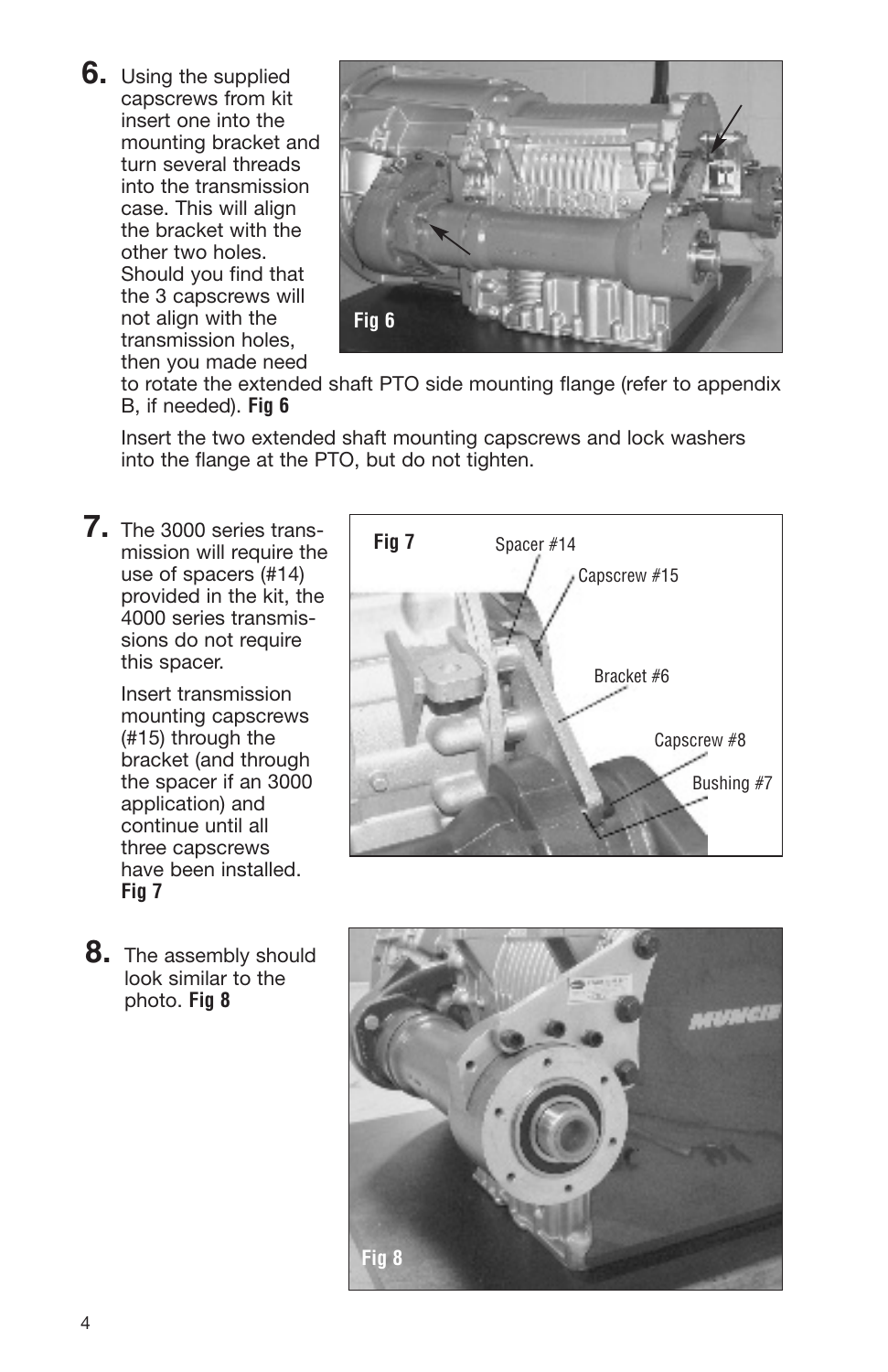6. Using the supplied capscrews from kit insert one into the mounting bracket and turn several threads into the transmission case. This will align the bracket with the other two holes. Should you find that the 3 capscrews will not align with the transmission holes, then you made need to rotate the extended shaft PTO side mounting flange (refer to appendix B, if needed). **Fig 6**

   Insert the two extended shaft mounting capscrews and lock washers into the flange at the PTO, but do not tighten.

Fig 6

7. The 3000 series transmission will require the use of spacers (#14) provided in the kit, the 4000 series transmissions do not require this spacer.

   Insert transmission mounting capscrews (#15) through the bracket (and through the spacer if an 3000 application) and continue until all three capscrews have been installed. **Fig 7**

Fig 7

Spacer #14

Capscrew #15

Bracket #6

Capscrew #8

Bushing #7

8. The assembly should look similar to the photo. **Fig 8**

Fig 8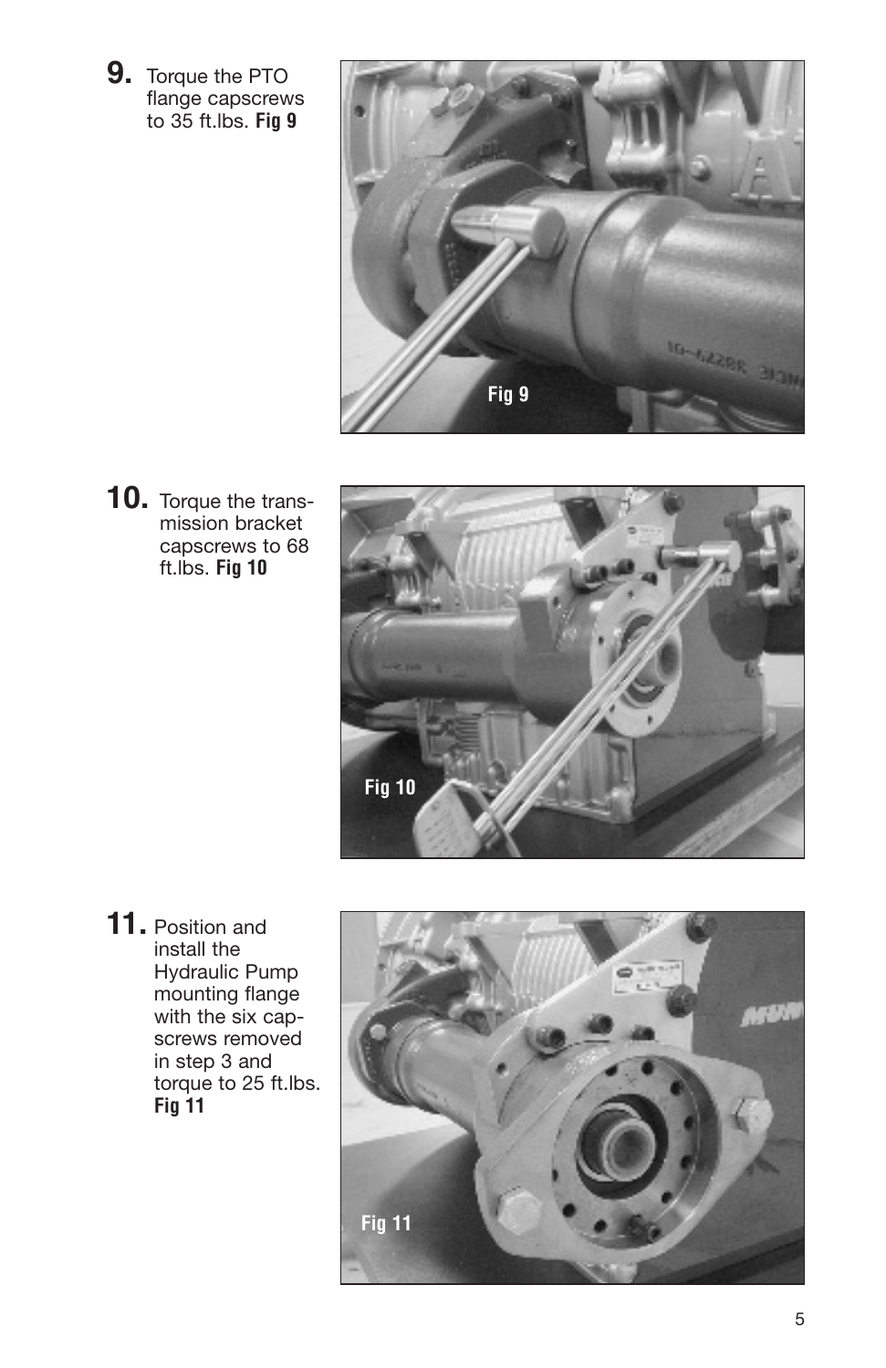9. Torque the PTO flange capscrews to 35 ft.lbs. **Fig 9**

Fig 9

10. Torque the transmission bracket capscrews to 68 ft.lbs. **Fig 10**

Fig 10

11. Position and install the Hydraulic Pump mounting flange with the six capscrews removed in step 3 and torque to 25 ft.lbs. **Fig 11**

Fig 11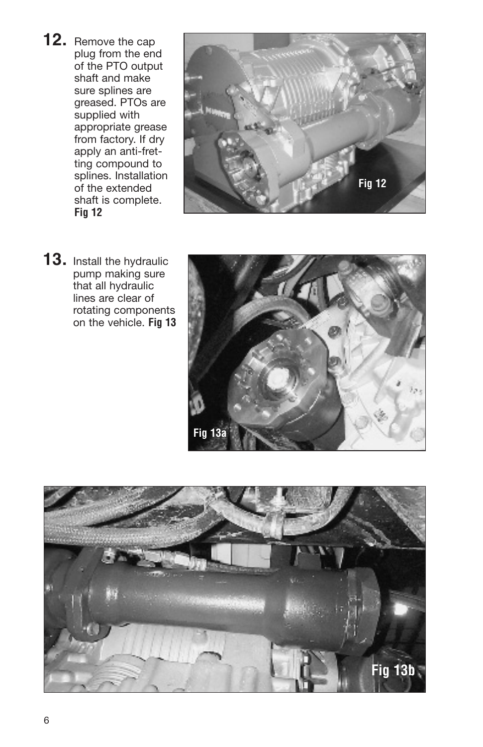**12.** Remove the cap plug from the end of the PTO output shaft and make sure splines are greased. PTOs are supplied with appropriate grease from factory. If dry apply an anti-fretting compound to splines. Installation of the extended shaft is complete. **Fig 12**

Fig 12

**13.** Install the hydraulic pump making sure that all hydraulic lines are clear of rotating components on the vehicle. **Fig 13**

Fig 13a

Fig 13b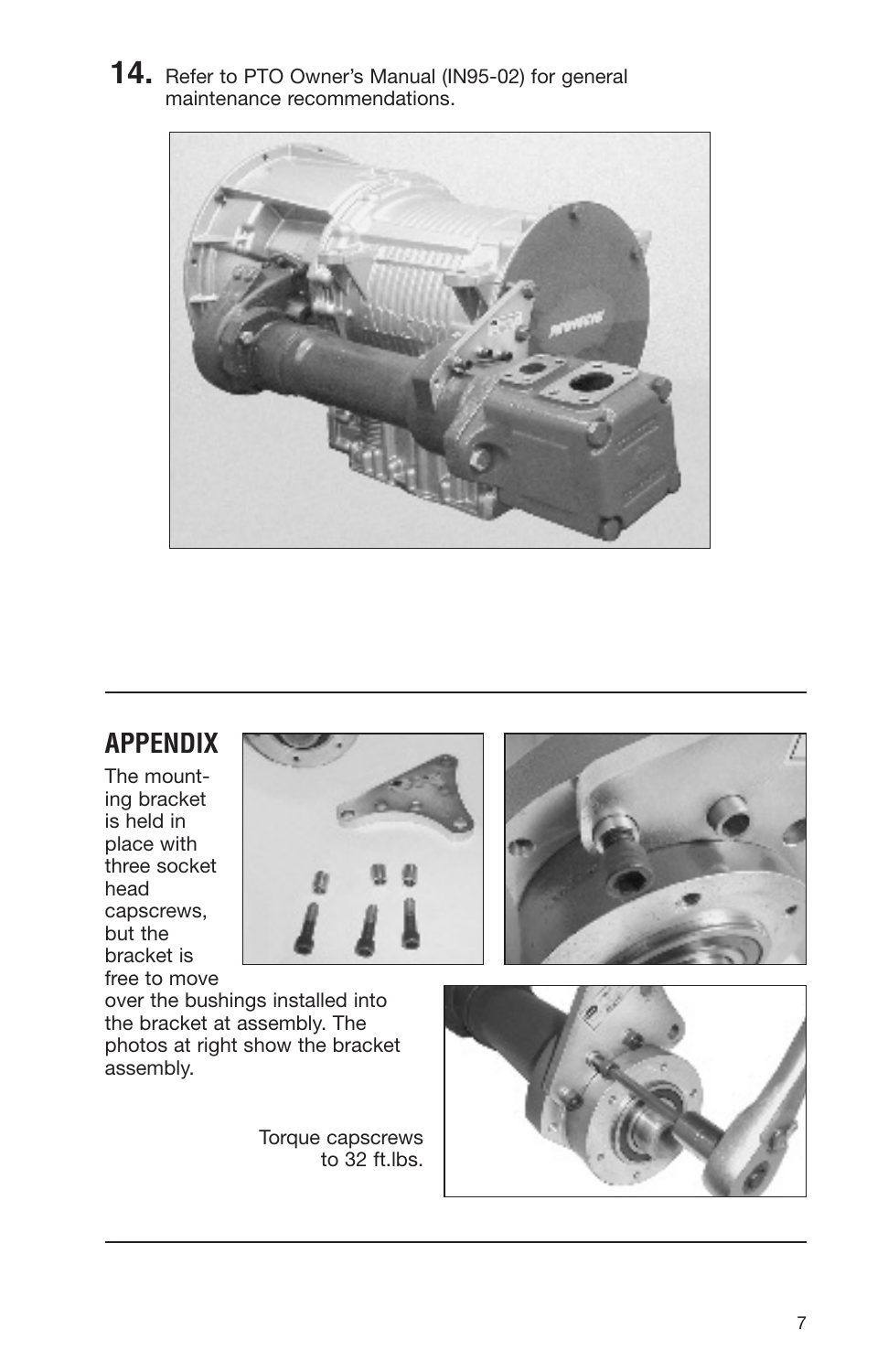**14.** Refer to PTO Owner's Manual (IN95-02) for general maintenance recommendations.

## APPENDIX

The mounting bracket is held in place with three socket head capscrews, but the bracket is free to move over the bushings installed into the bracket at assembly. The photos at right show the bracket assembly.

Torque capscrews to 32 ft.lbs.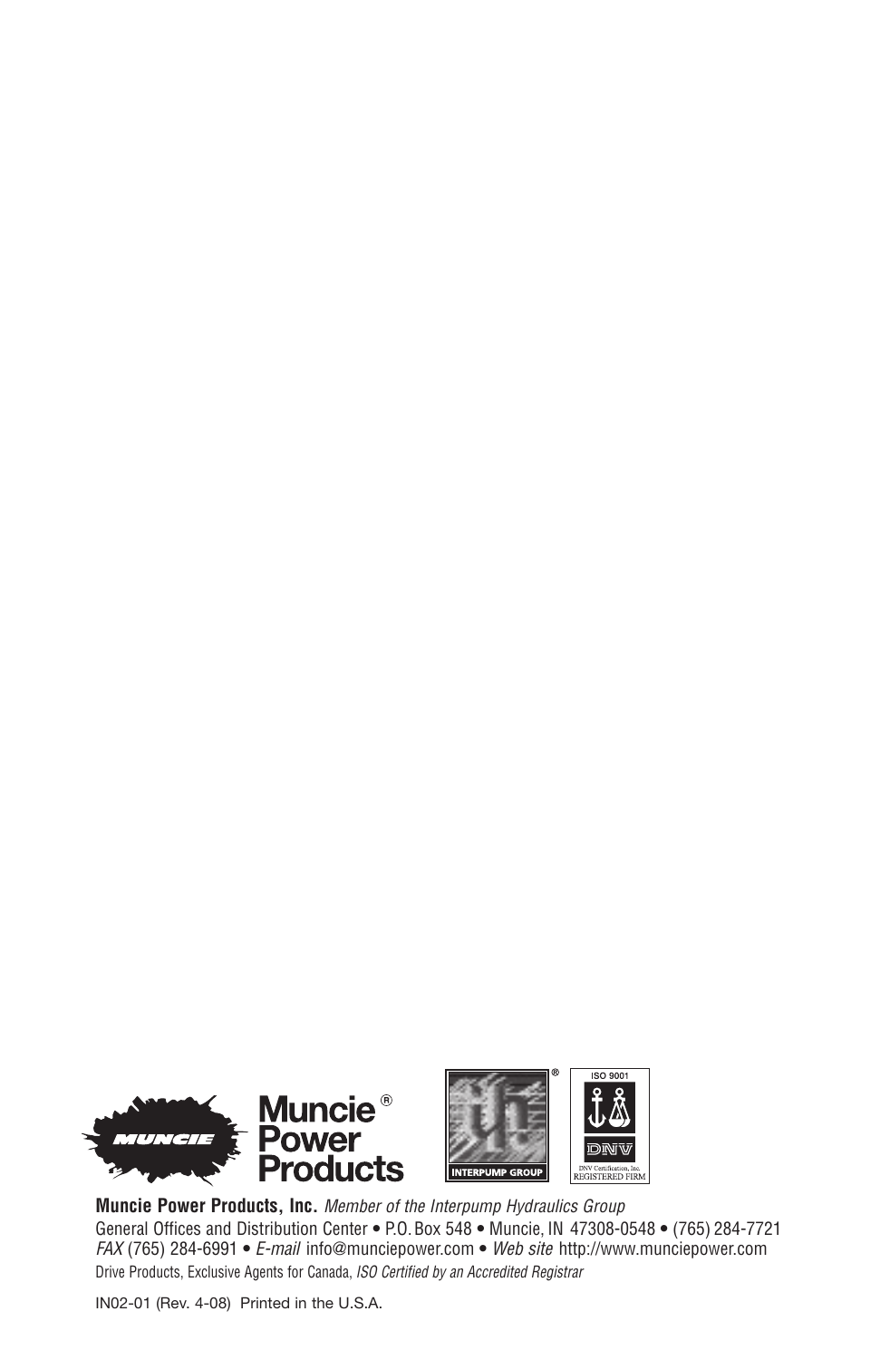Muncie ®
Power
Products

INTERPUMP GROUP

ISO 9001

DNV

DNV Certification, Inc.
REGISTERED FIRM

**Muncie Power Products, Inc.** *Member of the Interpump Hydraulics Group*
General Offices and Distribution Center • P.O. Box 548 • Muncie, IN 47308-0548 • (765) 284-7721
*FAX* (765) 284-6991 • *E-mail* info@munciepower.com • *Web site* http://www.munciepower.com
Drive Products, Exclusive Agents for Canada, *ISO Certified by an Accredited Registrar*

IN02-01 (Rev. 4-08) Printed in the U.S.A.